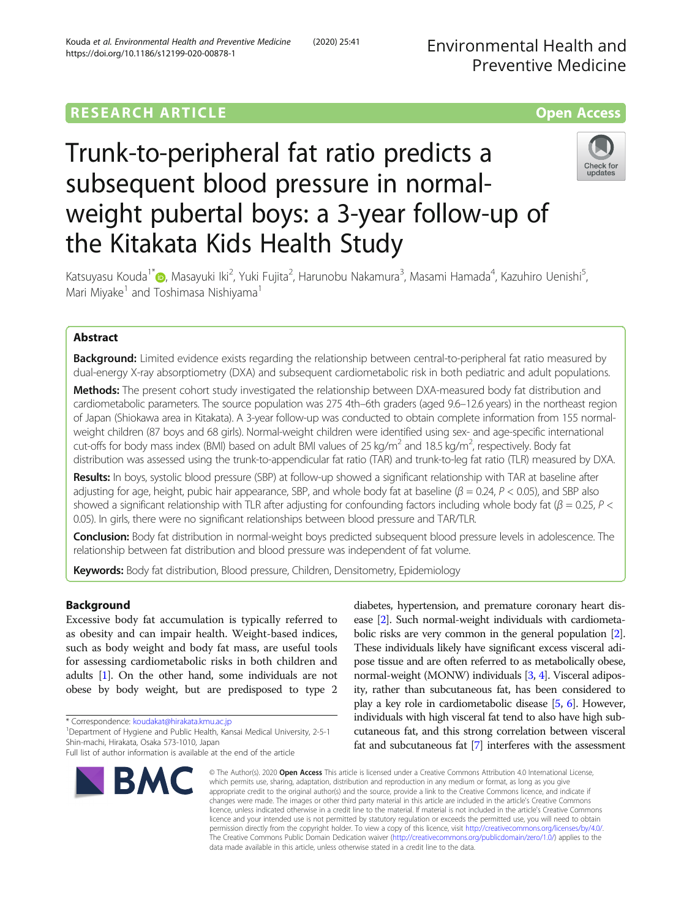RESEARCH ARTICLE

Open Access

# Trunk-to-peripheral fat ratio predicts a subsequent blood pressure in normal-weight pubertal boys: a 3-year follow-up of the Kitakata Kids Health Study

Katsuyasu Kouda[1*], Masayuki Iki[2], Yuki Fujita[2], Harunobu Nakamura[3], Masami Hamada[4], Kazuhiro Uenishi[5], Mari Miyake[1] and Toshimasa Nishiyama[1]

## Abstract

**Background:** Limited evidence exists regarding the relationship between central-to-peripheral fat ratio measured by dual-energy X-ray absorptiometry (DXA) and subsequent cardiometabolic risk in both pediatric and adult populations.

**Methods:** The present cohort study investigated the relationship between DXA-measured body fat distribution and cardiometabolic parameters. The source population was 275 4th–6th graders (aged 9.6–12.6 years) in the northeast region of Japan (Shiokawa area in Kitakata). A 3-year follow-up was conducted to obtain complete information from 155 normal-weight children (87 boys and 68 girls). Normal-weight children were identified using sex- and age-specific international cut-offs for body mass index (BMI) based on adult BMI values of 25 kg/m$^2$ and 18.5 kg/m$^2$, respectively. Body fat distribution was assessed using the trunk-to-appendicular fat ratio (TAR) and trunk-to-leg fat ratio (TLR) measured by DXA.

**Results:** In boys, systolic blood pressure (SBP) at follow-up showed a significant relationship with TAR at baseline after adjusting for age, height, pubic hair appearance, SBP, and whole body fat at baseline ($\beta = 0.24$, $P < 0.05$), and SBP also showed a significant relationship with TLR after adjusting for confounding factors including whole body fat ($\beta = 0.25$, $P < 0.05$). In girls, there were no significant relationships between blood pressure and TAR/TLR.

**Conclusion:** Body fat distribution in normal-weight boys predicted subsequent blood pressure levels in adolescence. The relationship between fat distribution and blood pressure was independent of fat volume.

**Keywords:** Body fat distribution, Blood pressure, Children, Densitometry, Epidemiology

## Background

Excessive body fat accumulation is typically referred to as obesity and can impair health. Weight-based indices, such as body weight and body fat mass, are useful tools for assessing cardiometabolic risks in both children and adults [1]. On the other hand, some individuals are not obese by body weight, but are predisposed to type 2 diabetes, hypertension, and premature coronary heart disease [2]. Such normal-weight individuals with cardiometabolic risks are very common in the general population [2]. These individuals likely have significant excess visceral adipose tissue and are often referred to as metabolically obese, normal-weight (MONW) individuals [3, 4]. Visceral adiposity, rather than subcutaneous fat, has been considered to play a key role in cardiometabolic disease [5, 6]. However, individuals with high visceral fat tend to also have high subcutaneous fat, and this strong correlation between visceral fat and subcutaneous fat [7] interferes with the assessment

* Correspondence: koudakat@hirakata.kmu.ac.jp
[1]Department of Hygiene and Public Health, Kansai Medical University, 2-5-1 Shin-machi, Hirakata, Osaka 573-1010, Japan
Full list of author information is available at the end of the article

© The Author(s). 2020 **Open Access** This article is licensed under a Creative Commons Attribution 4.0 International License, which permits use, sharing, adaptation, distribution and reproduction in any medium or format, as long as you give appropriate credit to the original author(s) and the source, provide a link to the Creative Commons licence, and indicate if changes were made. The images or other third party material in this article are included in the article's Creative Commons licence, unless indicated otherwise in a credit line to the material. If material is not included in the article's Creative Commons licence and your intended use is not permitted by statutory regulation or exceeds the permitted use, you will need to obtain permission directly from the copyright holder. To view a copy of this licence, visit http://creativecommons.org/licenses/by/4.0/. The Creative Commons Public Domain Dedication waiver (http://creativecommons.org/publicdomain/zero/1.0/) applies to the data made available in this article, unless otherwise stated in a credit line to the data.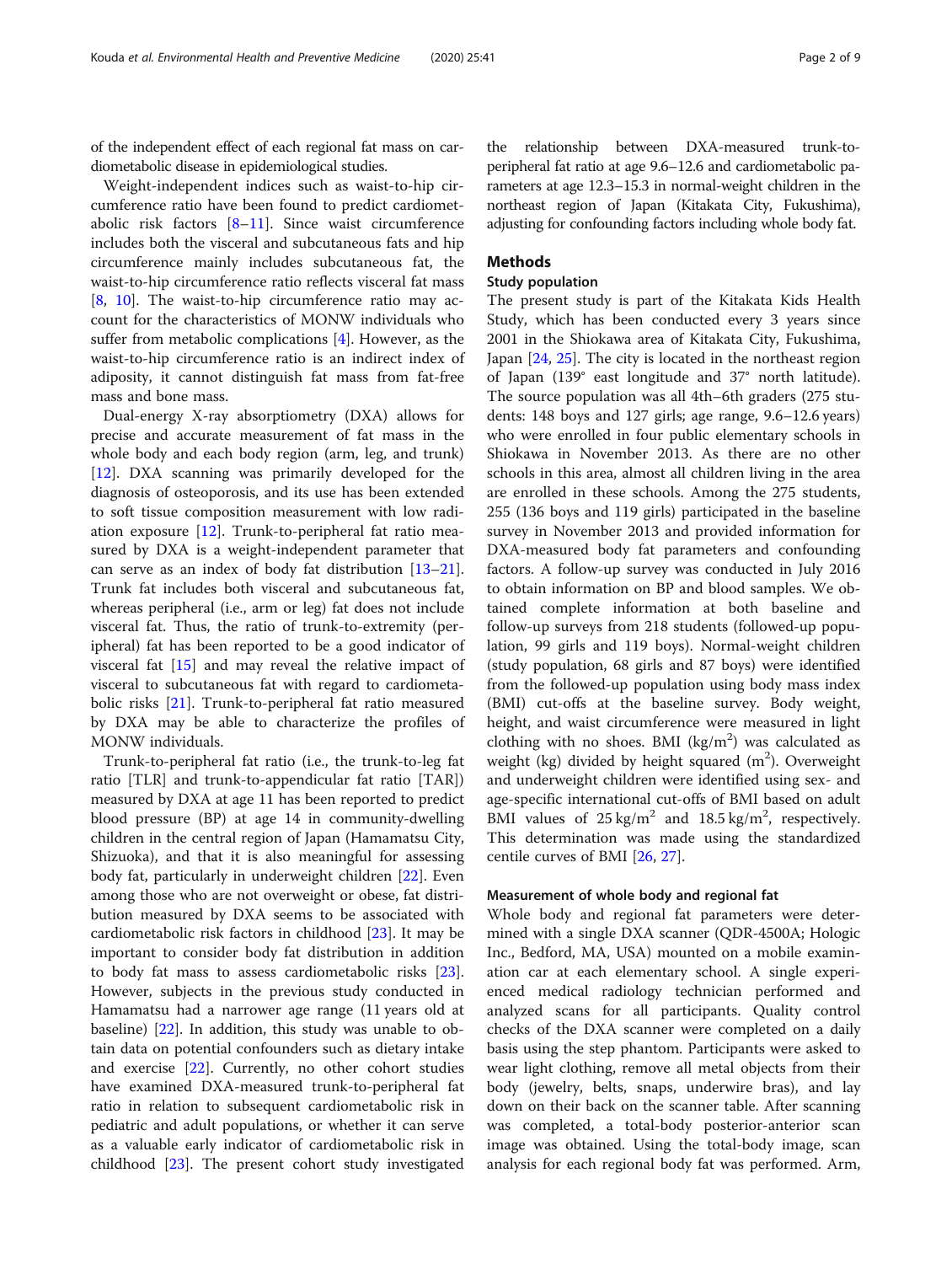of the independent effect of each regional fat mass on cardiometabolic disease in epidemiological studies.

Weight-independent indices such as waist-to-hip circumference ratio have been found to predict cardiometabolic risk factors [8–11]. Since waist circumference includes both the visceral and subcutaneous fats and hip circumference mainly includes subcutaneous fat, the waist-to-hip circumference ratio reflects visceral fat mass [8, 10]. The waist-to-hip circumference ratio may account for the characteristics of MONW individuals who suffer from metabolic complications [4]. However, as the waist-to-hip circumference ratio is an indirect index of adiposity, it cannot distinguish fat mass from fat-free mass and bone mass.

Dual-energy X-ray absorptiometry (DXA) allows for precise and accurate measurement of fat mass in the whole body and each body region (arm, leg, and trunk) [12]. DXA scanning was primarily developed for the diagnosis of osteoporosis, and its use has been extended to soft tissue composition measurement with low radiation exposure [12]. Trunk-to-peripheral fat ratio measured by DXA is a weight-independent parameter that can serve as an index of body fat distribution [13–21]. Trunk fat includes both visceral and subcutaneous fat, whereas peripheral (i.e., arm or leg) fat does not include visceral fat. Thus, the ratio of trunk-to-extremity (peripheral) fat has been reported to be a good indicator of visceral fat [15] and may reveal the relative impact of visceral to subcutaneous fat with regard to cardiometabolic risks [21]. Trunk-to-peripheral fat ratio measured by DXA may be able to characterize the profiles of MONW individuals.

Trunk-to-peripheral fat ratio (i.e., the trunk-to-leg fat ratio [TLR] and trunk-to-appendicular fat ratio [TAR]) measured by DXA at age 11 has been reported to predict blood pressure (BP) at age 14 in community-dwelling children in the central region of Japan (Hamamatsu City, Shizuoka), and that it is also meaningful for assessing body fat, particularly in underweight children [22]. Even among those who are not overweight or obese, fat distribution measured by DXA seems to be associated with cardiometabolic risk factors in childhood [23]. It may be important to consider body fat distribution in addition to body fat mass to assess cardiometabolic risks [23]. However, subjects in the previous study conducted in Hamamatsu had a narrower age range (11 years old at baseline) [22]. In addition, this study was unable to obtain data on potential confounders such as dietary intake and exercise [22]. Currently, no other cohort studies have examined DXA-measured trunk-to-peripheral fat ratio in relation to subsequent cardiometabolic risk in pediatric and adult populations, or whether it can serve as a valuable early indicator of cardiometabolic risk in childhood [23]. The present cohort study investigated the relationship between DXA-measured trunk-to-peripheral fat ratio at age 9.6–12.6 and cardiometabolic parameters at age 12.3–15.3 in normal-weight children in the northeast region of Japan (Kitakata City, Fukushima), adjusting for confounding factors including whole body fat.

## Methods

### Study population

The present study is part of the Kitakata Kids Health Study, which has been conducted every 3 years since 2001 in the Shiokawa area of Kitakata City, Fukushima, Japan [24, 25]. The city is located in the northeast region of Japan (139° east longitude and 37° north latitude). The source population was all 4th–6th graders (275 students: 148 boys and 127 girls; age range, 9.6–12.6 years) who were enrolled in four public elementary schools in Shiokawa in November 2013. As there are no other schools in this area, almost all children living in the area are enrolled in these schools. Among the 275 students, 255 (136 boys and 119 girls) participated in the baseline survey in November 2013 and provided information for DXA-measured body fat parameters and confounding factors. A follow-up survey was conducted in July 2016 to obtain information on BP and blood samples. We obtained complete information at both baseline and follow-up surveys from 218 students (followed-up population, 99 girls and 119 boys). Normal-weight children (study population, 68 girls and 87 boys) were identified from the followed-up population using body mass index (BMI) cut-offs at the baseline survey. Body weight, height, and waist circumference were measured in light clothing with no shoes. BMI ($kg/m^2$) was calculated as weight (kg) divided by height squared ($m^2$). Overweight and underweight children were identified using sex- and age-specific international cut-offs of BMI based on adult BMI values of 25 $kg/m^2$ and 18.5 $kg/m^2$, respectively. This determination was made using the standardized centile curves of BMI [26, 27].

### Measurement of whole body and regional fat

Whole body and regional fat parameters were determined with a single DXA scanner (QDR-4500A; Hologic Inc., Bedford, MA, USA) mounted on a mobile examination car at each elementary school. A single experienced medical radiology technician performed and analyzed scans for all participants. Quality control checks of the DXA scanner were completed on a daily basis using the step phantom. Participants were asked to wear light clothing, remove all metal objects from their body (jewelry, belts, snaps, underwire bras), and lay down on their back on the scanner table. After scanning was completed, a total-body posterior-anterior scan image was obtained. Using the total-body image, scan analysis for each regional body fat was performed. Arm,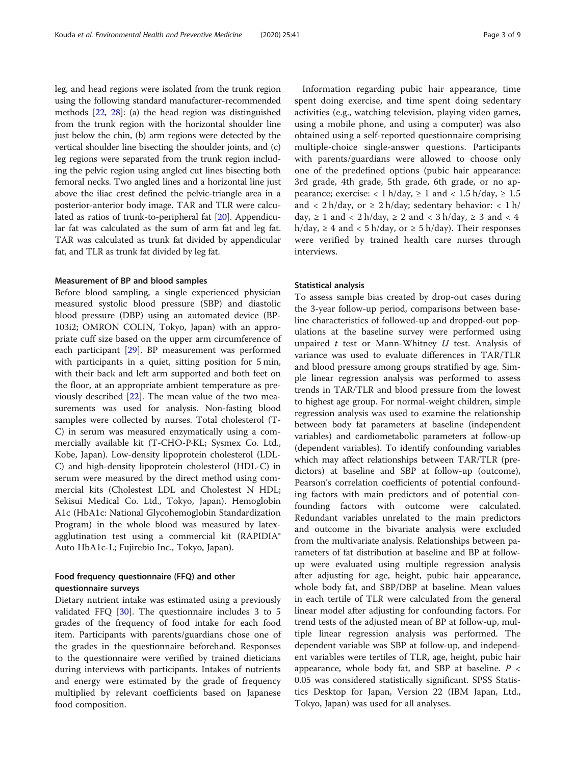leg, and head regions were isolated from the trunk region using the following standard manufacturer-recommended methods [22, 28]: (a) the head region was distinguished from the trunk region with the horizontal shoulder line just below the chin, (b) arm regions were detected by the vertical shoulder line bisecting the shoulder joints, and (c) leg regions were separated from the trunk region including the pelvic region using angled cut lines bisecting both femoral necks. Two angled lines and a horizontal line just above the iliac crest defined the pelvic-triangle area in a posterior-anterior body image. TAR and TLR were calculated as ratios of trunk-to-peripheral fat [20]. Appendicular fat was calculated as the sum of arm fat and leg fat. TAR was calculated as trunk fat divided by appendicular fat, and TLR as trunk fat divided by leg fat.

### Measurement of BP and blood samples

Before blood sampling, a single experienced physician measured systolic blood pressure (SBP) and diastolic blood pressure (DBP) using an automated device (BP-103i2; OMRON COLIN, Tokyo, Japan) with an appropriate cuff size based on the upper arm circumference of each participant [29]. BP measurement was performed with participants in a quiet, sitting position for 5 min, with their back and left arm supported and both feet on the floor, at an appropriate ambient temperature as previously described [22]. The mean value of the two measurements was used for analysis. Non-fasting blood samples were collected by nurses. Total cholesterol (T-C) in serum was measured enzymatically using a commercially available kit (T-CHO-P·KL; Sysmex Co. Ltd., Kobe, Japan). Low-density lipoprotein cholesterol (LDL-C) and high-density lipoprotein cholesterol (HDL-C) in serum were measured by the direct method using commercial kits (Cholestest LDL and Cholestest N HDL; Sekisui Medical Co. Ltd., Tokyo, Japan). Hemoglobin A1c (HbA1c: National Glycohemoglobin Standardization Program) in the whole blood was measured by latex-agglutination test using a commercial kit (RAPIDIA® Auto HbA1c-L; Fujirebio Inc., Tokyo, Japan).

### Food frequency questionnaire (FFQ) and other questionnaire surveys

Dietary nutrient intake was estimated using a previously validated FFQ [30]. The questionnaire includes 3 to 5 grades of the frequency of food intake for each food item. Participants with parents/guardians chose one of the grades in the questionnaire beforehand. Responses to the questionnaire were verified by trained dieticians during interviews with participants. Intakes of nutrients and energy were estimated by the grade of frequency multiplied by relevant coefficients based on Japanese food composition.

Information regarding pubic hair appearance, time spent doing exercise, and time spent doing sedentary activities (e.g., watching television, playing video games, using a mobile phone, and using a computer) was also obtained using a self-reported questionnaire comprising multiple-choice single-answer questions. Participants with parents/guardians were allowed to choose only one of the predefined options (pubic hair appearance: 3rd grade, 4th grade, 5th grade, 6th grade, or no appearance; exercise: $< 1$ h/day, $\geq 1$ and $< 1.5$ h/day, $\geq 1.5$ and $< 2$ h/day, or $\geq 2$ h/day; sedentary behavior: $< 1$ h/day, $\geq 1$ and $< 2$ h/day, $\geq 2$ and $< 3$ h/day, $\geq 3$ and $< 4$ h/day, $\geq 4$ and $< 5$ h/day, or $\geq 5$ h/day). Their responses were verified by trained health care nurses through interviews.

### Statistical analysis

To assess sample bias created by drop-out cases during the 3-year follow-up period, comparisons between baseline characteristics of followed-up and dropped-out populations at the baseline survey were performed using unpaired $t$ test or Mann-Whitney $U$ test. Analysis of variance was used to evaluate differences in TAR/TLR and blood pressure among groups stratified by age. Simple linear regression analysis was performed to assess trends in TAR/TLR and blood pressure from the lowest to highest age group. For normal-weight children, simple regression analysis was used to examine the relationship between body fat parameters at baseline (independent variables) and cardiometabolic parameters at follow-up (dependent variables). To identify confounding variables which may affect relationships between TAR/TLR (predictors) at baseline and SBP at follow-up (outcome), Pearson's correlation coefficients of potential confounding factors with main predictors and of potential confounding factors with outcome were calculated. Redundant variables unrelated to the main predictors and outcome in the bivariate analysis were excluded from the multivariate analysis. Relationships between parameters of fat distribution at baseline and BP at follow-up were evaluated using multiple regression analysis after adjusting for age, height, pubic hair appearance, whole body fat, and SBP/DBP at baseline. Mean values in each tertile of TLR were calculated from the general linear model after adjusting for confounding factors. For trend tests of the adjusted mean of BP at follow-up, multiple linear regression analysis was performed. The dependent variable was SBP at follow-up, and independent variables were tertiles of TLR, age, height, pubic hair appearance, whole body fat, and SBP at baseline. $P < 0.05$ was considered statistically significant. SPSS Statistics Desktop for Japan, Version 22 (IBM Japan, Ltd., Tokyo, Japan) was used for all analyses.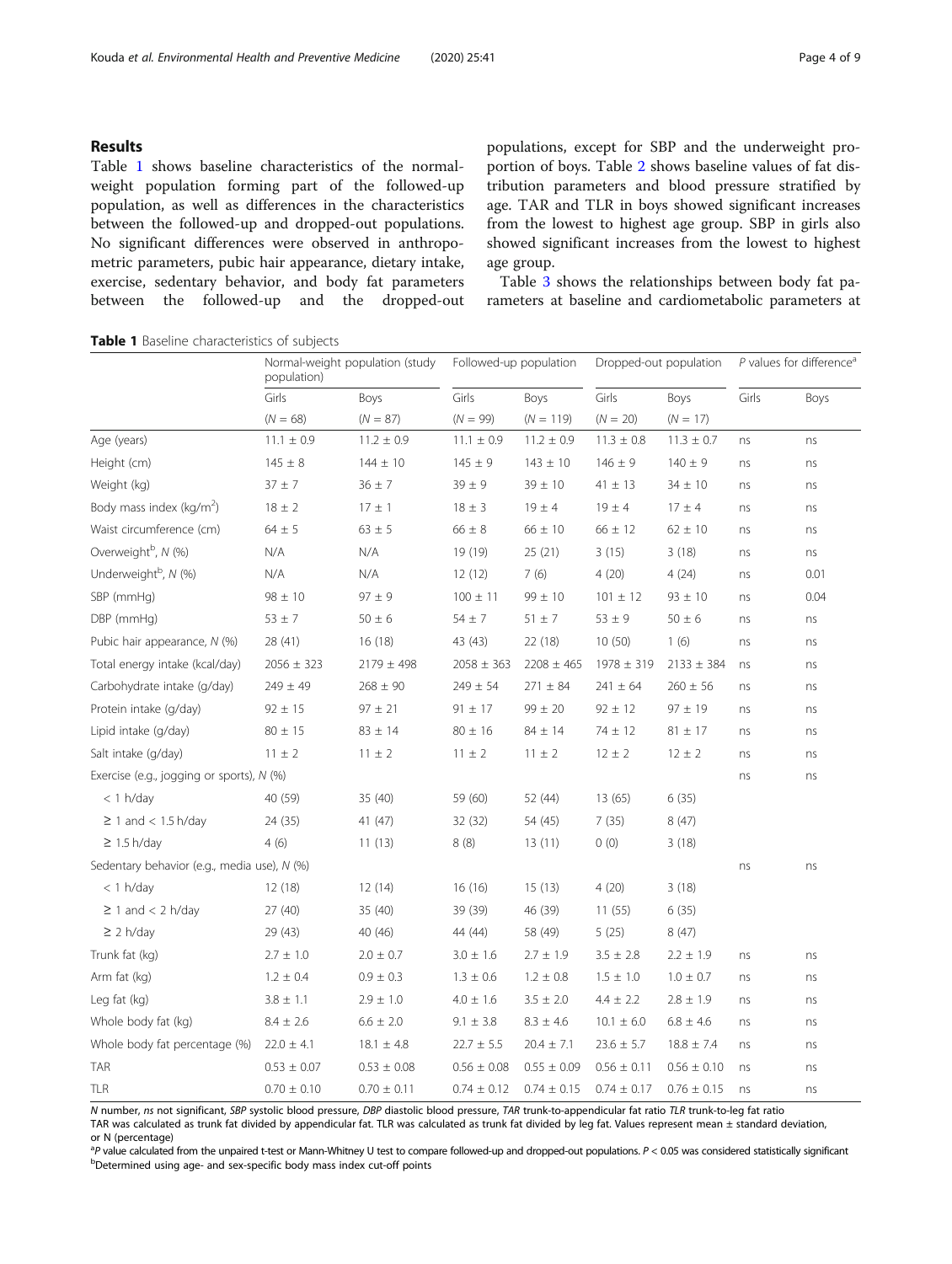## Results

Table 1 shows baseline characteristics of the normal-weight population forming part of the followed-up population, as well as differences in the characteristics between the followed-up and dropped-out populations. No significant differences were observed in anthropometric parameters, pubic hair appearance, dietary intake, exercise, sedentary behavior, and body fat parameters between the followed-up and the dropped-out populations, except for SBP and the underweight proportion of boys. Table 2 shows baseline values of fat distribution parameters and blood pressure stratified by age. TAR and TLR in boys showed significant increases from the lowest to highest age group. SBP in girls also showed significant increases from the lowest to highest age group.

Table 3 shows the relationships between body fat parameters at baseline and cardiometabolic parameters at

**Table 1** Baseline characteristics of subjects

| | Normal-weight population (study population) | | Followed-up population | | Dropped-out population | | P values for difference[a] | |
|---|---|---|---|---|---|---|---|---|
| | Girls | Boys | Girls | Boys | Girls | Boys | Girls | Boys |
| | (N = 68) | (N = 87) | (N = 99) | (N = 119) | (N = 20) | (N = 17) | | |
| Age (years) | 11.1 ± 0.9 | 11.2 ± 0.9 | 11.1 ± 0.9 | 11.2 ± 0.9 | 11.3 ± 0.8 | 11.3 ± 0.7 | ns | ns |
| Height (cm) | 145 ± 8 | 144 ± 10 | 145 ± 9 | 143 ± 10 | 146 ± 9 | 140 ± 9 | ns | ns |
| Weight (kg) | 37 ± 7 | 36 ± 7 | 39 ± 9 | 39 ± 10 | 41 ± 13 | 34 ± 10 | ns | ns |
| Body mass index (kg/m$^2$) | 18 ± 2 | 17 ± 1 | 18 ± 3 | 19 ± 4 | 19 ± 4 | 17 ± 4 | ns | ns |
| Waist circumference (cm) | 64 ± 5 | 63 ± 5 | 66 ± 8 | 66 ± 10 | 66 ± 12 | 62 ± 10 | ns | ns |
| Overweight[b], N (%) | N/A | N/A | 19 (19) | 25 (21) | 3 (15) | 3 (18) | ns | ns |
| Underweight[b], N (%) | N/A | N/A | 12 (12) | 7 (6) | 4 (20) | 4 (24) | ns | 0.01 |
| SBP (mmHg) | 98 ± 10 | 97 ± 9 | 100 ± 11 | 99 ± 10 | 101 ± 12 | 93 ± 10 | ns | 0.04 |
| DBP (mmHg) | 53 ± 7 | 50 ± 6 | 54 ± 7 | 51 ± 7 | 53 ± 9 | 50 ± 6 | ns | ns |
| Pubic hair appearance, N (%) | 28 (41) | 16 (18) | 43 (43) | 22 (18) | 10 (50) | 1 (6) | ns | ns |
| Total energy intake (kcal/day) | 2056 ± 323 | 2179 ± 498 | 2058 ± 363 | 2208 ± 465 | 1978 ± 319 | 2133 ± 384 | ns | ns |
| Carbohydrate intake (g/day) | 249 ± 49 | 268 ± 90 | 249 ± 54 | 271 ± 84 | 241 ± 64 | 260 ± 56 | ns | ns |
| Protein intake (g/day) | 92 ± 15 | 97 ± 21 | 91 ± 17 | 99 ± 20 | 92 ± 12 | 97 ± 19 | ns | ns |
| Lipid intake (g/day) | 80 ± 15 | 83 ± 14 | 80 ± 16 | 84 ± 14 | 74 ± 12 | 81 ± 17 | ns | ns |
| Salt intake (g/day) | 11 ± 2 | 11 ± 2 | 11 ± 2 | 11 ± 2 | 12 ± 2 | 12 ± 2 | ns | ns |
| Exercise (e.g., jogging or sports), N (%) | | | | | | | ns | ns |
| < 1 h/day | 40 (59) | 35 (40) | 59 (60) | 52 (44) | 13 (65) | 6 (35) | | |
| ≥ 1 and < 1.5 h/day | 24 (35) | 41 (47) | 32 (32) | 54 (45) | 7 (35) | 8 (47) | | |
| ≥ 1.5 h/day | 4 (6) | 11 (13) | 8 (8) | 13 (11) | 0 (0) | 3 (18) | | |
| Sedentary behavior (e.g., media use), N (%) | | | | | | | ns | ns |
| < 1 h/day | 12 (18) | 12 (14) | 16 (16) | 15 (13) | 4 (20) | 3 (18) | | |
| ≥ 1 and < 2 h/day | 27 (40) | 35 (40) | 39 (39) | 46 (39) | 11 (55) | 6 (35) | | |
| ≥ 2 h/day | 29 (43) | 40 (46) | 44 (44) | 58 (49) | 5 (25) | 8 (47) | | |
| Trunk fat (kg) | 2.7 ± 1.0 | 2.0 ± 0.7 | 3.0 ± 1.6 | 2.7 ± 1.9 | 3.5 ± 2.8 | 2.2 ± 1.9 | ns | ns |
| Arm fat (kg) | 1.2 ± 0.4 | 0.9 ± 0.3 | 1.3 ± 0.6 | 1.2 ± 0.8 | 1.5 ± 1.0 | 1.0 ± 0.7 | ns | ns |
| Leg fat (kg) | 3.8 ± 1.1 | 2.9 ± 1.0 | 4.0 ± 1.6 | 3.5 ± 2.0 | 4.4 ± 2.2 | 2.8 ± 1.9 | ns | ns |
| Whole body fat (kg) | 8.4 ± 2.6 | 6.6 ± 2.0 | 9.1 ± 3.8 | 8.3 ± 4.6 | 10.1 ± 6.0 | 6.8 ± 4.6 | ns | ns |
| Whole body fat percentage (%) | 22.0 ± 4.1 | 18.1 ± 4.8 | 22.7 ± 5.5 | 20.4 ± 7.1 | 23.6 ± 5.7 | 18.8 ± 7.4 | ns | ns |
| TAR | 0.53 ± 0.07 | 0.53 ± 0.08 | 0.56 ± 0.08 | 0.55 ± 0.09 | 0.56 ± 0.11 | 0.56 ± 0.10 | ns | ns |
| TLR | 0.70 ± 0.10 | 0.70 ± 0.11 | 0.74 ± 0.12 | 0.74 ± 0.15 | 0.74 ± 0.17 | 0.76 ± 0.15 | ns | ns |

*N* number, *ns* not significant, *SBP* systolic blood pressure, *DBP* diastolic blood pressure, *TAR* trunk-to-appendicular fat ratio *TLR* trunk-to-leg fat ratio

TAR was calculated as trunk fat divided by appendicular fat. TLR was calculated as trunk fat divided by leg fat. Values represent mean ± standard deviation, or N (percentage)

[a]*P* value calculated from the unpaired t-test or Mann-Whitney U test to compare followed-up and dropped-out populations. $P < 0.05$ was considered statistically significant

[b]Determined using age- and sex-specific body mass index cut-off points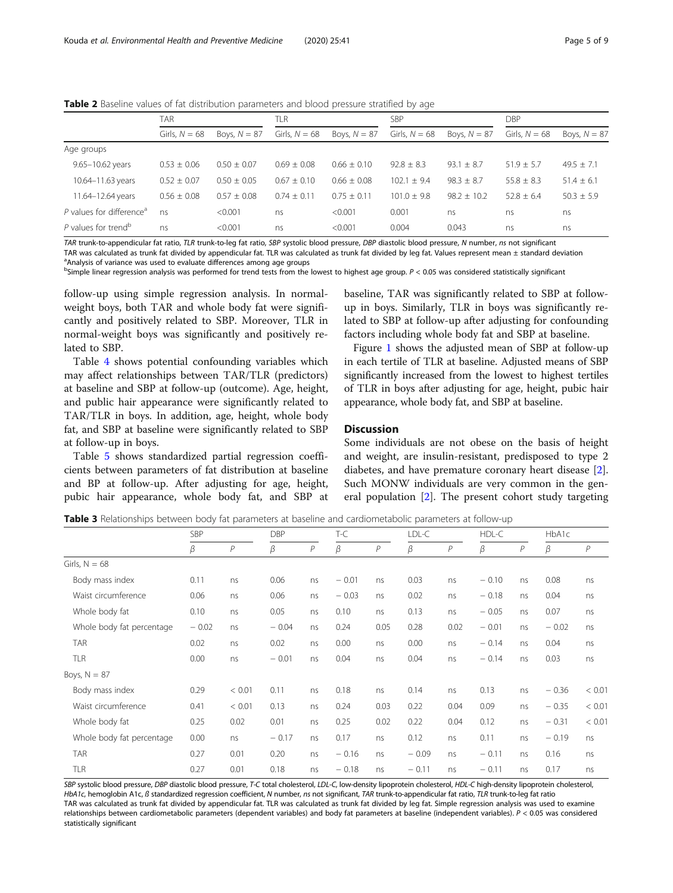**Table 2** Baseline values of fat distribution parameters and blood pressure stratified by age

| | TAR | | TLR | | SBP | | DBP | |
|---|---|---|---|---|---|---|---|---|
| | Girls, *N* = 68 | Boys, *N* = 87 | Girls, *N* = 68 | Boys, *N* = 87 | Girls, *N* = 68 | Boys, *N* = 87 | Girls, *N* = 68 | Boys, *N* = 87 |
| Age groups | | | | | | | | |
| 9.65–10.62 years | 0.53 ± 0.06 | 0.50 ± 0.07 | 0.69 ± 0.08 | 0.66 ± 0.10 | 92.8 ± 8.3 | 93.1 ± 8.7 | 51.9 ± 5.7 | 49.5 ± 7.1 |
| 10.64–11.63 years | 0.52 ± 0.07 | 0.50 ± 0.05 | 0.67 ± 0.10 | 0.66 ± 0.08 | 102.1 ± 9.4 | 98.3 ± 8.7 | 55.8 ± 8.3 | 51.4 ± 6.1 |
| 11.64–12.64 years | 0.56 ± 0.08 | 0.57 ± 0.08 | 0.74 ± 0.11 | 0.75 ± 0.11 | 101.0 ± 9.8 | 98.2 ± 10.2 | 52.8 ± 6.4 | 50.3 ± 5.9 |
| *P* values for difference[a] | ns | <0.001 | ns | <0.001 | 0.001 | ns | ns | ns |
| *P* values for trend[b] | ns | <0.001 | ns | <0.001 | 0.004 | 0.043 | ns | ns |

*TAR* trunk-to-appendicular fat ratio, *TLR* trunk-to-leg fat ratio, *SBP* systolic blood pressure, *DBP* diastolic blood pressure, *N* number, *ns* not significant
TAR was calculated as trunk fat divided by appendicular fat. TLR was calculated as trunk fat divided by leg fat. Values represent mean ± standard deviation
[a]Analysis of variance was used to evaluate differences among age groups
[b]Simple linear regression analysis was performed for trend tests from the lowest to highest age group. $P < 0.05$ was considered statistically significant

follow-up using simple regression analysis. In normal-weight boys, both TAR and whole body fat were significantly and positively related to SBP. Moreover, TLR in normal-weight boys was significantly and positively related to SBP.

Table 4 shows potential confounding variables which may affect relationships between TAR/TLR (predictors) at baseline and SBP at follow-up (outcome). Age, height, and public hair appearance were significantly related to TAR/TLR in boys. In addition, age, height, whole body fat, and SBP at baseline were significantly related to SBP at follow-up in boys.

Table 5 shows standardized partial regression coefficients between parameters of fat distribution at baseline and BP at follow-up. After adjusting for age, height, pubic hair appearance, whole body fat, and SBP at baseline, TAR was significantly related to SBP at follow-up in boys. Similarly, TLR in boys was significantly related to SBP at follow-up after adjusting for confounding factors including whole body fat and SBP at baseline.

Figure 1 shows the adjusted mean of SBP at follow-up in each tertile of TLR at baseline. Adjusted means of SBP significantly increased from the lowest to highest tertiles of TLR in boys after adjusting for age, height, pubic hair appearance, whole body fat, and SBP at baseline.

## Discussion

Some individuals are not obese on the basis of height and weight, are insulin-resistant, predisposed to type 2 diabetes, and have premature coronary heart disease [2]. Such MONW individuals are very common in the general population [2]. The present cohort study targeting

**Table 3** Relationships between body fat parameters at baseline and cardiometabolic parameters at follow-up

| | SBP | | DBP | | T-C | | LDL-C | | HDL-C | | HbA1c | |
|---|---|---|---|---|---|---|---|---|---|---|---|---|
| | *β* | *P* | *β* | *P* | *β* | *P* | *β* | *P* | *β* | *P* | *β* | *P* |
| Girls, N = 68 | | | | | | | | | | | | |
| Body mass index | 0.11 | ns | 0.06 | ns | − 0.01 | ns | 0.03 | ns | − 0.10 | ns | 0.08 | ns |
| Waist circumference | 0.06 | ns | 0.06 | ns | − 0.03 | ns | 0.02 | ns | − 0.18 | ns | 0.04 | ns |
| Whole body fat | 0.10 | ns | 0.05 | ns | 0.10 | ns | 0.13 | ns | − 0.05 | ns | 0.07 | ns |
| Whole body fat percentage | − 0.02 | ns | − 0.04 | ns | 0.24 | 0.05 | 0.28 | 0.02 | − 0.01 | ns | − 0.02 | ns |
| TAR | 0.02 | ns | 0.02 | ns | 0.00 | ns | 0.00 | ns | − 0.14 | ns | 0.04 | ns |
| TLR | 0.00 | ns | − 0.01 | ns | 0.04 | ns | 0.04 | ns | − 0.14 | ns | 0.03 | ns |
| Boys, N = 87 | | | | | | | | | | | | |
| Body mass index | 0.29 | < 0.01 | 0.11 | ns | 0.18 | ns | 0.14 | ns | 0.13 | ns | − 0.36 | < 0.01 |
| Waist circumference | 0.41 | < 0.01 | 0.13 | ns | 0.24 | 0.03 | 0.22 | 0.04 | 0.09 | ns | − 0.35 | < 0.01 |
| Whole body fat | 0.25 | 0.02 | 0.01 | ns | 0.25 | 0.02 | 0.22 | 0.04 | 0.12 | ns | − 0.31 | < 0.01 |
| Whole body fat percentage | 0.00 | ns | − 0.17 | ns | 0.17 | ns | 0.12 | ns | 0.11 | ns | − 0.19 | ns |
| TAR | 0.27 | 0.01 | 0.20 | ns | − 0.16 | ns | − 0.09 | ns | − 0.11 | ns | 0.16 | ns |
| TLR | 0.27 | 0.01 | 0.18 | ns | − 0.18 | ns | − 0.11 | ns | − 0.11 | ns | 0.17 | ns |

*SBP* systolic blood pressure, *DBP* diastolic blood pressure, *T-C* total cholesterol, *LDL-C*, low-density lipoprotein cholesterol, *HDL-C* high-density lipoprotein cholesterol, *HbA1c*, hemoglobin A1c, *ß* standardized regression coefficient, *N* number, *ns* not significant, *TAR* trunk-to-appendicular fat ratio, *TLR* trunk-to-leg fat ratio
TAR was calculated as trunk fat divided by appendicular fat. TLR was calculated as trunk fat divided by leg fat. Simple regression analysis was used to examine relationships between cardiometabolic parameters (dependent variables) and body fat parameters at baseline (independent variables). $P < 0.05$ was considered statistically significant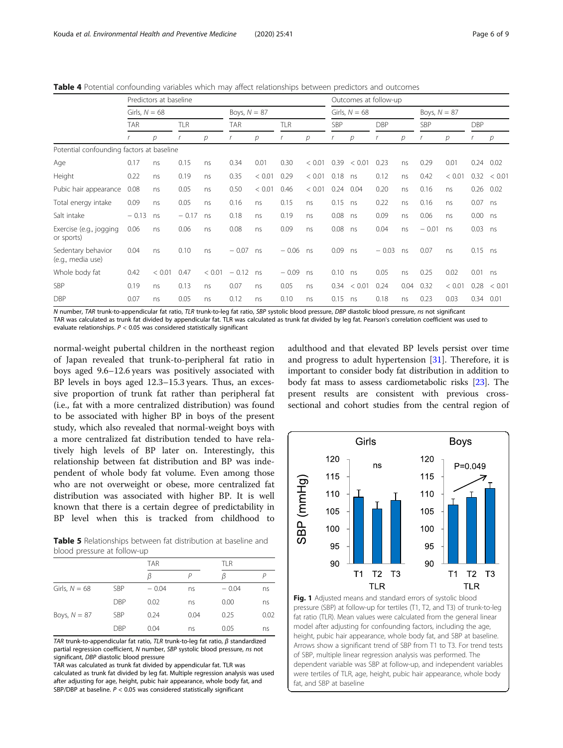**Table 4** Potential confounding variables which may affect relationships between predictors and outcomes

| | Predictors at baseline | | | | | | | | Outcomes at follow-up | | | | | | | |
|---|---|---|---|---|---|---|---|---|---|---|---|---|---|---|---|---|
| | Girls, $N = 68$ | | | | Boys, $N = 87$ | | | | Girls, $N = 68$ | | | | Boys, $N = 87$ | | | |
| | TAR | | TLR | | TAR | | TLR | | SBP | | DBP | | SBP | | DBP | |
| | $r$ | $p$ | $r$ | $p$ | $r$ | $p$ | $r$ | $p$ | $r$ | $p$ | $r$ | $p$ | $r$ | $p$ | $r$ | $p$ |
| Potential confounding factors at baseline | | | | | | | | | | | | | | | | |
| Age | 0.17 | ns | 0.15 | ns | 0.34 | 0.01 | 0.30 | < 0.01 | 0.39 | < 0.01 | 0.23 | ns | 0.29 | 0.01 | 0.24 | 0.02 |
| Height | 0.22 | ns | 0.19 | ns | 0.35 | < 0.01 | 0.29 | < 0.01 | 0.18 | ns | 0.12 | ns | 0.42 | < 0.01 | 0.32 | < 0.01 |
| Pubic hair appearance | 0.08 | ns | 0.05 | ns | 0.50 | < 0.01 | 0.46 | < 0.01 | 0.24 | 0.04 | 0.20 | ns | 0.16 | ns | 0.26 | 0.02 |
| Total energy intake | 0.09 | ns | 0.05 | ns | 0.16 | ns | 0.15 | ns | 0.15 | ns | 0.22 | ns | 0.16 | ns | 0.07 | ns |
| Salt intake | − 0.13 | ns | − 0.17 | ns | 0.18 | ns | 0.19 | ns | 0.08 | ns | 0.09 | ns | 0.06 | ns | 0.00 | ns |
| Exercise (e.g., jogging or sports) | 0.06 | ns | 0.06 | ns | 0.08 | ns | 0.09 | ns | 0.08 | ns | 0.04 | ns | − 0.01 | ns | 0.03 | ns |
| Sedentary behavior (e.g., media use) | 0.04 | ns | 0.10 | ns | − 0.07 | ns | − 0.06 | ns | 0.09 | ns | − 0.03 | ns | 0.07 | ns | 0.15 | ns |
| Whole body fat | 0.42 | < 0.01 | 0.47 | < 0.01 | − 0.12 | ns | − 0.09 | ns | 0.10 | ns | 0.05 | ns | 0.25 | 0.02 | 0.01 | ns |
| SBP | 0.19 | ns | 0.13 | ns | 0.07 | ns | 0.05 | ns | 0.34 | < 0.01 | 0.24 | 0.04 | 0.32 | < 0.01 | 0.28 | < 0.01 |
| DBP | 0.07 | ns | 0.05 | ns | 0.12 | ns | 0.10 | ns | 0.15 | ns | 0.18 | ns | 0.23 | 0.03 | 0.34 | 0.01 |

*N* number, *TAR* trunk-to-appendicular fat ratio, *TLR* trunk-to-leg fat ratio, *SBP* systolic blood pressure, *DBP* diastolic blood pressure, *ns* not significant
TAR was calculated as trunk fat divided by appendicular fat. TLR was calculated as trunk fat divided by leg fat. Pearson's correlation coefficient was used to evaluate relationships. $P < 0.05$ was considered statistically significant

normal-weight pubertal children in the northeast region of Japan revealed that trunk-to-peripheral fat ratio in boys aged 9.6–12.6 years was positively associated with BP levels in boys aged 12.3–15.3 years. Thus, an excessive proportion of trunk fat rather than peripheral fat (i.e., fat with a more centralized distribution) was found to be associated with higher BP in boys of the present study, which also revealed that normal-weight boys with a more centralized fat distribution tended to have relatively high levels of BP later on. Interestingly, this relationship between fat distribution and BP was independent of whole body fat volume. Even among those who are not overweight or obese, more centralized fat distribution was associated with higher BP. It is well known that there is a certain degree of predictability in BP level when this is tracked from childhood to adulthood and that elevated BP levels persist over time and progress to adult hypertension [31]. Therefore, it is important to consider body fat distribution in addition to body fat mass to assess cardiometabolic risks [23]. The present results are consistent with previous cross-sectional and cohort studies from the central region of

**Table 5** Relationships between fat distribution at baseline and blood pressure at follow-up

| | | TAR | | TLR | |
|---|---|---|---|---|---|
| | | $\beta$ | $P$ | $\beta$ | $P$ |
| Girls, $N = 68$ | SBP | − 0.04 | ns | − 0.04 | ns |
| | DBP | 0.02 | ns | 0.00 | ns |
| Boys, $N = 87$ | SBP | 0.24 | 0.04 | 0.25 | 0.02 |
| | DBP | 0.04 | ns | 0.05 | ns |

*TAR* trunk-to-appendicular fat ratio, *TLR* trunk-to-leg fat ratio, $\beta$ standardized partial regression coefficient, *N* number, *SBP* systolic blood pressure, *ns* not significant, *DBP* diastolic blood pressure
TAR was calculated as trunk fat divided by appendicular fat. TLR was calculated as trunk fat divided by leg fat. Multiple regression analysis was used after adjusting for age, height, pubic hair appearance, whole body fat, and SBP/DBP at baseline. $P < 0.05$ was considered statistically significant

**Fig. 1** Adjusted means and standard errors of systolic blood pressure (SBP) at follow-up for tertiles (T1, T2, and T3) of trunk-to-leg fat ratio (TLR). Mean values were calculated from the general linear model after adjusting for confounding factors, including the age, height, pubic hair appearance, whole body fat, and SBP at baseline. Arrows show a significant trend of SBP from T1 to T3. For trend tests of SBP, multiple linear regression analysis was performed. The dependent variable was SBP at follow-up, and independent variables were tertiles of TLR, age, height, pubic hair appearance, whole body fat, and SBP at baseline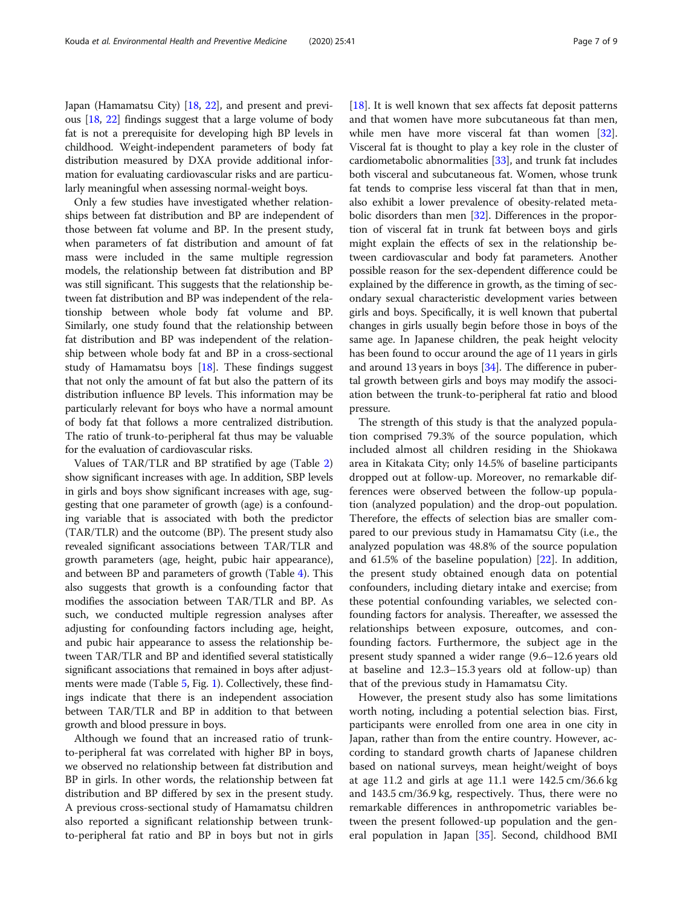Japan (Hamamatsu City) [18, 22], and present and previous [18, 22] findings suggest that a large volume of body fat is not a prerequisite for developing high BP levels in childhood. Weight-independent parameters of body fat distribution measured by DXA provide additional information for evaluating cardiovascular risks and are particularly meaningful when assessing normal-weight boys.

Only a few studies have investigated whether relationships between fat distribution and BP are independent of those between fat volume and BP. In the present study, when parameters of fat distribution and amount of fat mass were included in the same multiple regression models, the relationship between fat distribution and BP was still significant. This suggests that the relationship between fat distribution and BP was independent of the relationship between whole body fat volume and BP. Similarly, one study found that the relationship between fat distribution and BP was independent of the relationship between whole body fat and BP in a cross-sectional study of Hamamatsu boys [18]. These findings suggest that not only the amount of fat but also the pattern of its distribution influence BP levels. This information may be particularly relevant for boys who have a normal amount of body fat that follows a more centralized distribution. The ratio of trunk-to-peripheral fat thus may be valuable for the evaluation of cardiovascular risks.

Values of TAR/TLR and BP stratified by age (Table 2) show significant increases with age. In addition, SBP levels in girls and boys show significant increases with age, suggesting that one parameter of growth (age) is a confounding variable that is associated with both the predictor (TAR/TLR) and the outcome (BP). The present study also revealed significant associations between TAR/TLR and growth parameters (age, height, pubic hair appearance), and between BP and parameters of growth (Table 4). This also suggests that growth is a confounding factor that modifies the association between TAR/TLR and BP. As such, we conducted multiple regression analyses after adjusting for confounding factors including age, height, and pubic hair appearance to assess the relationship between TAR/TLR and BP and identified several statistically significant associations that remained in boys after adjustments were made (Table 5, Fig. 1). Collectively, these findings indicate that there is an independent association between TAR/TLR and BP in addition to that between growth and blood pressure in boys.

Although we found that an increased ratio of trunk-to-peripheral fat was correlated with higher BP in boys, we observed no relationship between fat distribution and BP in girls. In other words, the relationship between fat distribution and BP differed by sex in the present study. A previous cross-sectional study of Hamamatsu children also reported a significant relationship between trunk-to-peripheral fat ratio and BP in boys but not in girls [18]. It is well known that sex affects fat deposit patterns and that women have more subcutaneous fat than men, while men have more visceral fat than women [32]. Visceral fat is thought to play a key role in the cluster of cardiometabolic abnormalities [33], and trunk fat includes both visceral and subcutaneous fat. Women, whose trunk fat tends to comprise less visceral fat than that in men, also exhibit a lower prevalence of obesity-related metabolic disorders than men [32]. Differences in the proportion of visceral fat in trunk fat between boys and girls might explain the effects of sex in the relationship between cardiovascular and body fat parameters. Another possible reason for the sex-dependent difference could be explained by the difference in growth, as the timing of secondary sexual characteristic development varies between girls and boys. Specifically, it is well known that pubertal changes in girls usually begin before those in boys of the same age. In Japanese children, the peak height velocity has been found to occur around the age of 11 years in girls and around 13 years in boys [34]. The difference in pubertal growth between girls and boys may modify the association between the trunk-to-peripheral fat ratio and blood pressure.

The strength of this study is that the analyzed population comprised 79.3% of the source population, which included almost all children residing in the Shiokawa area in Kitakata City; only 14.5% of baseline participants dropped out at follow-up. Moreover, no remarkable differences were observed between the follow-up population (analyzed population) and the drop-out population. Therefore, the effects of selection bias are smaller compared to our previous study in Hamamatsu City (i.e., the analyzed population was 48.8% of the source population and 61.5% of the baseline population) [22]. In addition, the present study obtained enough data on potential confounders, including dietary intake and exercise; from these potential confounding variables, we selected confounding factors for analysis. Thereafter, we assessed the relationships between exposure, outcomes, and confounding factors. Furthermore, the subject age in the present study spanned a wider range (9.6–12.6 years old at baseline and 12.3–15.3 years old at follow-up) than that of the previous study in Hamamatsu City.

However, the present study also has some limitations worth noting, including a potential selection bias. First, participants were enrolled from one area in one city in Japan, rather than from the entire country. However, according to standard growth charts of Japanese children based on national surveys, mean height/weight of boys at age 11.2 and girls at age 11.1 were 142.5 cm/36.6 kg and 143.5 cm/36.9 kg, respectively. Thus, there were no remarkable differences in anthropometric variables between the present followed-up population and the general population in Japan [35]. Second, childhood BMI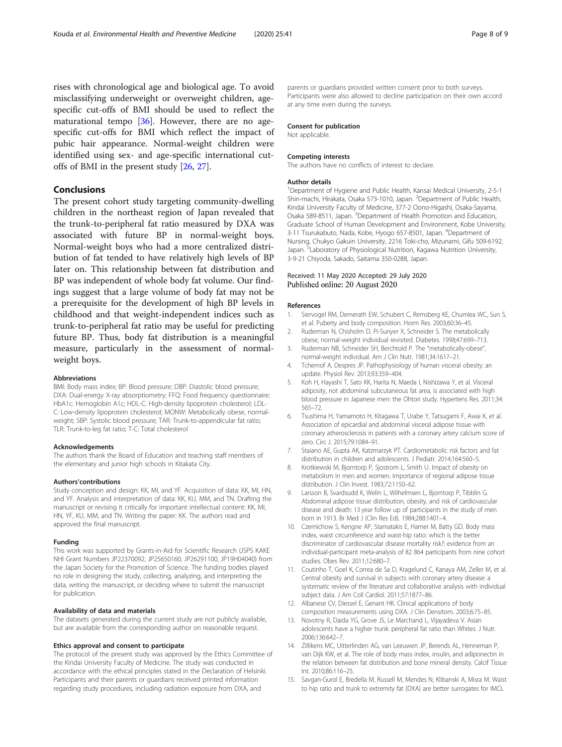rises with chronological age and biological age. To avoid misclassifying underweight or overweight children, age-specific cut-offs of BMI should be used to reflect the maturational tempo [36]. However, there are no age-specific cut-offs for BMI which reflect the impact of pubic hair appearance. Normal-weight children were identified using sex- and age-specific international cut-offs of BMI in the present study [26, 27].

## Conclusions

The present cohort study targeting community-dwelling children in the northeast region of Japan revealed that the trunk-to-peripheral fat ratio measured by DXA was associated with future BP in normal-weight boys. Normal-weight boys who had a more centralized distribution of fat tended to have relatively high levels of BP later on. This relationship between fat distribution and BP was independent of whole body fat volume. Our findings suggest that a large volume of body fat may not be a prerequisite for the development of high BP levels in childhood and that weight-independent indices such as trunk-to-peripheral fat ratio may be useful for predicting future BP. Thus, body fat distribution is a meaningful measure, particularly in the assessment of normal-weight boys.

#### Abbreviations

BMI: Body mass index; BP: Blood pressure; DBP: Diastolic blood pressure; DXA: Dual-energy X-ray absorptiometry; FFQ: Food frequency questionnaire; HbA1c: Hemoglobin A1c; HDL-C: High-density lipoprotein cholesterol; LDL-C: Low-density lipoprotein cholesterol; MONW: Metabolically obese, normal-weight; SBP: Systolic blood pressure; TAR: Trunk-to-appendicular fat ratio; TLR: Trunk-to-leg fat ratio; T-C: Total cholesterol

#### Acknowledgements

The authors thank the Board of Education and teaching staff members of the elementary and junior high schools in Kitakata City.

#### Authors' contributions

Study conception and design: KK, MI, and YF. Acquisition of data: KK, MI, HN, and YF. Analysis and interpretation of data: KK, KU, MM, and TN. Drafting the manuscript or revising it critically for important intellectual content: KK, MI, HN, YF, KU, MM, and TN. Writing the paper: KK. The authors read and approved the final manuscript.

#### Funding

This work was supported by Grants-in-Aid for Scientific Research (JSPS KAKENHI Grant Numbers JP22370092, JP25650160, JP26291100, JP19H04040) from the Japan Society for the Promotion of Science. The funding bodies played no role in designing the study, collecting, analyzing, and interpreting the data, writing the manuscript, or deciding where to submit the manuscript for publication.

#### Availability of data and materials

The datasets generated during the current study are not publicly available, but are available from the corresponding author on reasonable request.

#### Ethics approval and consent to participate

The protocol of the present study was approved by the Ethics Committee of the Kindai University Faculty of Medicine. The study was conducted in accordance with the ethical principles stated in the Declaration of Helsinki. Participants and their parents or guardians received printed information regarding study procedures, including radiation exposure from DXA, and parents or guardians provided written consent prior to both surveys. Participants were also allowed to decline participation on their own accord at any time even during the surveys.

#### Consent for publication

Not applicable.

#### Competing interests

The authors have no conflicts of interest to declare.

#### Author details

[1]Department of Hygiene and Public Health, Kansai Medical University, 2-5-1 Shin-machi, Hirakata, Osaka 573-1010, Japan. [2]Department of Public Health, Kindai University Faculty of Medicine, 377-2 Oono-Higashi, Osaka-Sayama, Osaka 589-8511, Japan. [3]Department of Health Promotion and Education, Graduate School of Human Development and Environment, Kobe University, 3-11 Tsurukabuto, Nada, Kobe, Hyogo 657-8501, Japan. [4]Department of Nursing, Chukyo Gakuin University, 2216 Toki-cho, Mizunami, Gifu 509-6192, Japan. [5]Laboratory of Physiological Nutrition, Kagawa Nutrition University, 3-9-21 Chiyoda, Sakado, Saitama 350-0288, Japan.

Received: 11 May 2020 Accepted: 29 July 2020
Published online: 20 August 2020

#### References

1. Siervogel RM, Demerath EW, Schubert C, Remsberg KE, Chumlea WC, Sun S, et al. Puberty and body composition. Horm Res. 2003;60:36–45.
2. Ruderman N, Chisholm D, Pi-Sunyer X, Schneider S. The metabolically obese, normal-weight individual revisited. Diabetes. 1998;47:699–713.
3. Ruderman NB, Schneider SH, Berchtold P. The "metabolically-obese", normal-weight individual. Am J Clin Nutr. 1981;34:1617–21.
4. Tchernof A, Despres JP. Pathophysiology of human visceral obesity: an update. Physiol Rev. 2013;93:359–404.
5. Koh H, Hayashi T, Sato KK, Harita N, Maeda I, Nishizawa Y, et al. Visceral adiposity, not abdominal subcutaneous fat area, is associated with high blood pressure in Japanese men: the Ohtori study. Hypertens Res. 2011;34:565–72.
6. Tsushima H, Yamamoto H, Kitagawa T, Urabe Y, Tatsugami F, Awai K, et al. Association of epicardial and abdominal visceral adipose tissue with coronary atherosclerosis in patients with a coronary artery calcium score of zero. Circ J. 2015;79:1084–91.
7. Staiano AE, Gupta AK, Katzmarzyk PT. Cardiometabolic risk factors and fat distribution in children and adolescents. J Pediatr. 2014;164:560–5.
8. Krotkiewski M, Bjorntorp P, Sjostrom L, Smith U. Impact of obesity on metabolism in men and women. Importance of regional adipose tissue distribution. J Clin Invest. 1983;72:1150–62.
9. Larsson B, Svardsudd K, Welin L, Wilhelmsen L, Bjorntorp P, Tibblin G. Abdominal adipose tissue distribution, obesity, and risk of cardiovascular disease and death: 13 year follow up of participants in the study of men born in 1913. Br Med J (Clin Res Ed). 1984;288:1401–4.
10. Czernichow S, Kengne AP, Stamatakis E, Hamer M, Batty GD. Body mass index, waist circumference and waist-hip ratio: which is the better discriminator of cardiovascular disease mortality risk?: evidence from an individual-participant meta-analysis of 82 864 participants from nine cohort studies. Obes Rev. 2011;12:680–7.
11. Coutinho T, Goel K, Correa de Sa D, Kragelund C, Kanaya AM, Zeller M, et al. Central obesity and survival in subjects with coronary artery disease: a systematic review of the literature and collaborative analysis with individual subject data. J Am Coll Cardiol. 2011;57:1877–86.
12. Albanese CV, Diessel E, Genant HK. Clinical applications of body composition measurements using DXA. J Clin Densitom. 2003;6:75–85.
13. Novotny R, Daida YG, Grove JS, Le Marchand L, Vijayadeva V. Asian adolescents have a higher trunk: peripheral fat ratio than Whites. J Nutr. 2006;136:642–7.
14. Zillikens MC, Uitterlinden AG, van Leeuwen JP, Berends AL, Henneman P, van Dijk KW, et al. The role of body mass index, insulin, and adiponectin in the relation between fat distribution and bone mineral density. Calcif Tissue Int. 2010;86:116–25.
15. Savgan-Gurol E, Bredella M, Russell M, Mendes N, Klibanski A, Misra M. Waist to hip ratio and trunk to extremity fat (DXA) are better surrogates for IMCL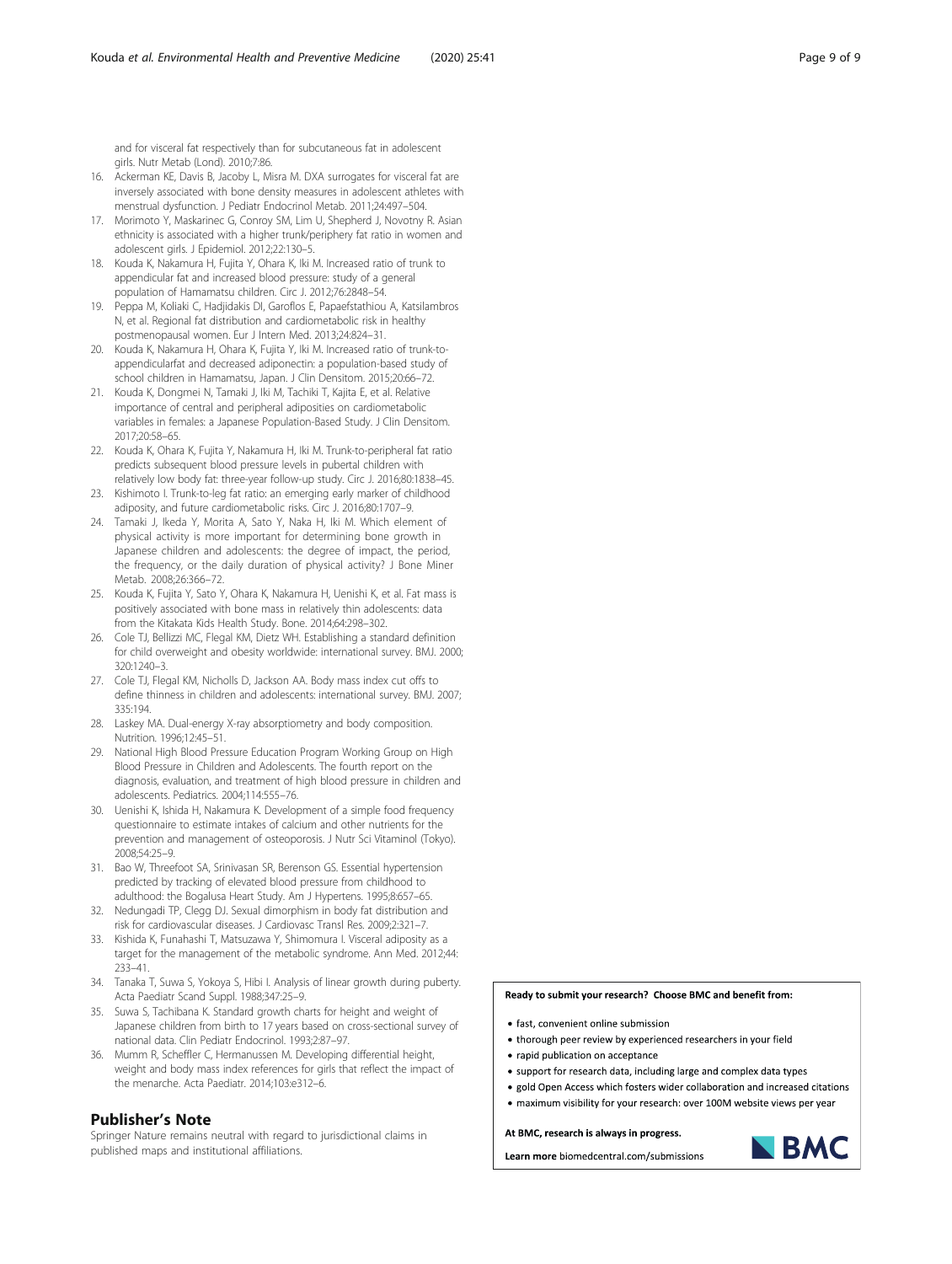and for visceral fat respectively than for subcutaneous fat in adolescent girls. Nutr Metab (Lond). 2010;7:86.

16. Ackerman KE, Davis B, Jacoby L, Misra M. DXA surrogates for visceral fat are inversely associated with bone density measures in adolescent athletes with menstrual dysfunction. J Pediatr Endocrinol Metab. 2011;24:497–504.
17. Morimoto Y, Maskarinec G, Conroy SM, Lim U, Shepherd J, Novotny R. Asian ethnicity is associated with a higher trunk/periphery fat ratio in women and adolescent girls. J Epidemiol. 2012;22:130–5.
18. Kouda K, Nakamura H, Fujita Y, Ohara K, Iki M. Increased ratio of trunk to appendicular fat and increased blood pressure: study of a general population of Hamamatsu children. Circ J. 2012;76:2848–54.
19. Peppa M, Koliaki C, Hadjidakis DI, Garoflos E, Papaefstathiou A, Katsilambros N, et al. Regional fat distribution and cardiometabolic risk in healthy postmenopausal women. Eur J Intern Med. 2013;24:824–31.
20. Kouda K, Nakamura H, Ohara K, Fujita Y, Iki M. Increased ratio of trunk-to-appendicularfat and decreased adiponectin: a population-based study of school children in Hamamatsu, Japan. J Clin Densitom. 2015;20:66–72.
21. Kouda K, Dongmei N, Tamaki J, Iki M, Tachiki T, Kajita E, et al. Relative importance of central and peripheral adiposities on cardiometabolic variables in females: a Japanese Population-Based Study. J Clin Densitom. 2017;20:58–65.
22. Kouda K, Ohara K, Fujita Y, Nakamura H, Iki M. Trunk-to-peripheral fat ratio predicts subsequent blood pressure levels in pubertal children with relatively low body fat: three-year follow-up study. Circ J. 2016;80:1838–45.
23. Kishimoto I. Trunk-to-leg fat ratio: an emerging early marker of childhood adiposity, and future cardiometabolic risks. Circ J. 2016;80:1707–9.
24. Tamaki J, Ikeda Y, Morita A, Sato Y, Naka H, Iki M. Which element of physical activity is more important for determining bone growth in Japanese children and adolescents: the degree of impact, the period, the frequency, or the daily duration of physical activity? J Bone Miner Metab. 2008;26:366–72.
25. Kouda K, Fujita Y, Sato Y, Ohara K, Nakamura H, Uenishi K, et al. Fat mass is positively associated with bone mass in relatively thin adolescents: data from the Kitakata Kids Health Study. Bone. 2014;64:298–302.
26. Cole TJ, Bellizzi MC, Flegal KM, Dietz WH. Establishing a standard definition for child overweight and obesity worldwide: international survey. BMJ. 2000; 320:1240–3.
27. Cole TJ, Flegal KM, Nicholls D, Jackson AA. Body mass index cut offs to define thinness in children and adolescents: international survey. BMJ. 2007; 335:194.
28. Laskey MA. Dual-energy X-ray absorptiometry and body composition. Nutrition. 1996;12:45–51.
29. National High Blood Pressure Education Program Working Group on High Blood Pressure in Children and Adolescents. The fourth report on the diagnosis, evaluation, and treatment of high blood pressure in children and adolescents. Pediatrics. 2004;114:555–76.
30. Uenishi K, Ishida H, Nakamura K. Development of a simple food frequency questionnaire to estimate intakes of calcium and other nutrients for the prevention and management of osteoporosis. J Nutr Sci Vitaminol (Tokyo). 2008;54:25–9.
31. Bao W, Threefoot SA, Srinivasan SR, Berenson GS. Essential hypertension predicted by tracking of elevated blood pressure from childhood to adulthood: the Bogalusa Heart Study. Am J Hypertens. 1995;8:657–65.
32. Nedungadi TP, Clegg DJ. Sexual dimorphism in body fat distribution and risk for cardiovascular diseases. J Cardiovasc Transl Res. 2009;2:321–7.
33. Kishida K, Funahashi T, Matsuzawa Y, Shimomura I. Visceral adiposity as a target for the management of the metabolic syndrome. Ann Med. 2012;44: 233–41.
34. Tanaka T, Suwa S, Yokoya S, Hibi I. Analysis of linear growth during puberty. Acta Paediatr Scand Suppl. 1988;347:25–9.
35. Suwa S, Tachibana K. Standard growth charts for height and weight of Japanese children from birth to 17 years based on cross-sectional survey of national data. Clin Pediatr Endocrinol. 1993;2:87–97.
36. Mumm R, Scheffler C, Hermanussen M. Developing differential height, weight and body mass index references for girls that reflect the impact of the menarche. Acta Paediatr. 2014;103:e312–6.

## Publisher's Note

Springer Nature remains neutral with regard to jurisdictional claims in published maps and institutional affiliations.

**Ready to submit your research? Choose BMC and benefit from:**

- fast, convenient online submission
- thorough peer review by experienced researchers in your field
- rapid publication on acceptance
- support for research data, including large and complex data types
- gold Open Access which fosters wider collaboration and increased citations
- maximum visibility for your research: over 100M website views per year

**At BMC, research is always in progress.**

**Learn more** biomedcentral.com/submissions

BMC